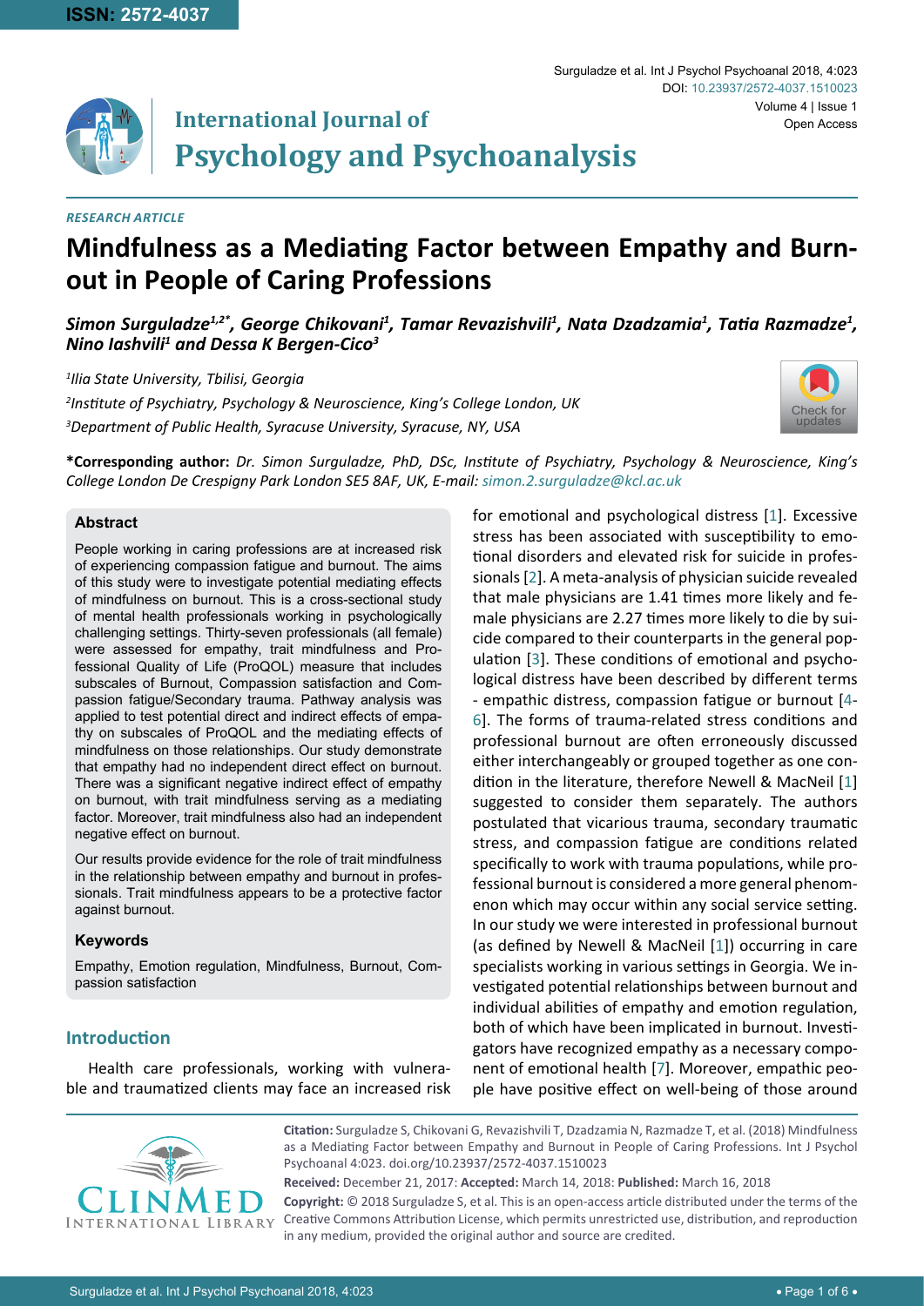ISSN: 2572-4037

DOI: 10.23937/2572-4037.1510023

Open Access

# International Journal of Psychology and Psychoanalysis

*RESEARCH ARTICLE*

# Mindfulness as a Mediating Factor between Empathy and Burnout in People of Caring Professions

***Simon Surguladze[1,2*], George Chikovani[1], Tamar Revazishvili[1], Nata Dzadzamia[1], Tatia Razmadze[1], Nino Iashvili[1] and Dessa K Bergen-Cico[3]***

*[1]Ilia State University, Tbilisi, Georgia*

*[2]Institute of Psychiatry, Psychology & Neuroscience, King's College London, UK*

*[3]Department of Public Health, Syracuse University, Syracuse, NY, USA*

**\*Corresponding author:** *Dr. Simon Surguladze, PhD, DSc, Institute of Psychiatry, Psychology & Neuroscience, King's College London De Crespigny Park London SE5 8AF, UK, E-mail: simon.2.surguladze@kcl.ac.uk*

### Abstract

People working in caring professions are at increased risk of experiencing compassion fatigue and burnout. The aims of this study were to investigate potential mediating effects of mindfulness on burnout. This is a cross-sectional study of mental health professionals working in psychologically challenging settings. Thirty-seven professionals (all female) were assessed for empathy, trait mindfulness and Professional Quality of Life (ProQOL) measure that includes subscales of Burnout, Compassion satisfaction and Compassion fatigue/Secondary trauma. Pathway analysis was applied to test potential direct and indirect effects of empathy on subscales of ProQOL and the mediating effects of mindfulness on those relationships. Our study demonstrate that empathy had no independent direct effect on burnout. There was a significant negative indirect effect of empathy on burnout, with trait mindfulness serving as a mediating factor. Moreover, trait mindfulness also had an independent negative effect on burnout.

Our results provide evidence for the role of trait mindfulness in the relationship between empathy and burnout in professionals. Trait mindfulness appears to be a protective factor against burnout.

### Keywords

Empathy, Emotion regulation, Mindfulness, Burnout, Compassion satisfaction

## Introduction

Health care professionals, working with vulnerable and traumatized clients may face an increased risk for emotional and psychological distress [1]. Excessive stress has been associated with susceptibility to emotional disorders and elevated risk for suicide in professionals [2]. A meta-analysis of physician suicide revealed that male physicians are 1.41 times more likely and female physicians are 2.27 times more likely to die by suicide compared to their counterparts in the general population [3]. These conditions of emotional and psychological distress have been described by different terms - empathic distress, compassion fatigue or burnout [4-6]. The forms of trauma-related stress conditions and professional burnout are often erroneously discussed either interchangeably or grouped together as one condition in the literature, therefore Newell & MacNeil [1] suggested to consider them separately. The authors postulated that vicarious trauma, secondary traumatic stress, and compassion fatigue are conditions related specifically to work with trauma populations, while professional burnout is considered a more general phenomenon which may occur within any social service setting. In our study we were interested in professional burnout (as defined by Newell & MacNeil [1]) occurring in care specialists working in various settings in Georgia. We investigated potential relationships between burnout and individual abilities of empathy and emotion regulation, both of which have been implicated in burnout. Investigators have recognized empathy as a necessary component of emotional health [7]. Moreover, empathic people have positive effect on well-being of those around

**Citation:** Surguladze S, Chikovani G, Revazishvili T, Dzadzamia N, Razmadze T, et al. (2018) Mindfulness as a Mediating Factor between Empathy and Burnout in People of Caring Professions. Int J Psychol Psychoanal 4:023. doi.org/10.23937/2572-4037.1510023

**Received:** December 21, 2017: **Accepted:** March 14, 2018: **Published:** March 16, 2018

**Copyright:** © 2018 Surguladze S, et al. This is an open-access article distributed under the terms of the Creative Commons Attribution License, which permits unrestricted use, distribution, and reproduction in any medium, provided the original author and source are credited.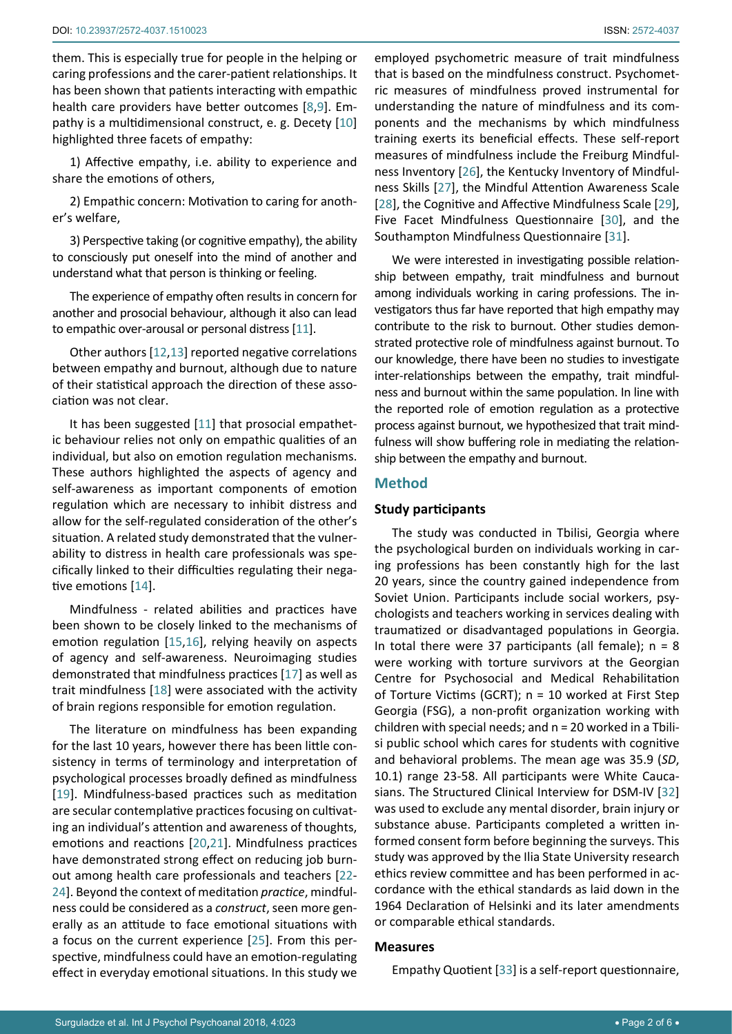them. This is especially true for people in the helping or caring professions and the carer-patient relationships. It has been shown that patients interacting with empathic health care providers have better outcomes [8,9]. Empathy is a multidimensional construct, e. g. Decety [10] highlighted three facets of empathy:

1) Affective empathy, i.e. ability to experience and share the emotions of others,

2) Empathic concern: Motivation to caring for another's welfare,

3) Perspective taking (or cognitive empathy), the ability to consciously put oneself into the mind of another and understand what that person is thinking or feeling.

The experience of empathy often results in concern for another and prosocial behaviour, although it also can lead to empathic over-arousal or personal distress [11].

Other authors [12,13] reported negative correlations between empathy and burnout, although due to nature of their statistical approach the direction of these association was not clear.

It has been suggested [11] that prosocial empathetic behaviour relies not only on empathic qualities of an individual, but also on emotion regulation mechanisms. These authors highlighted the aspects of agency and self-awareness as important components of emotion regulation which are necessary to inhibit distress and allow for the self-regulated consideration of the other's situation. A related study demonstrated that the vulnerability to distress in health care professionals was specifically linked to their difficulties regulating their negative emotions [14].

Mindfulness - related abilities and practices have been shown to be closely linked to the mechanisms of emotion regulation [15,16], relying heavily on aspects of agency and self-awareness. Neuroimaging studies demonstrated that mindfulness practices [17] as well as trait mindfulness [18] were associated with the activity of brain regions responsible for emotion regulation.

The literature on mindfulness has been expanding for the last 10 years, however there has been little consistency in terms of terminology and interpretation of psychological processes broadly defined as mindfulness [19]. Mindfulness-based practices such as meditation are secular contemplative practices focusing on cultivating an individual's attention and awareness of thoughts, emotions and reactions [20,21]. Mindfulness practices have demonstrated strong effect on reducing job burnout among health care professionals and teachers [22-24]. Beyond the context of meditation *practice*, mindfulness could be considered as a *construct*, seen more generally as an attitude to face emotional situations with a focus on the current experience [25]. From this perspective, mindfulness could have an emotion-regulating effect in everyday emotional situations. In this study we employed psychometric measure of trait mindfulness that is based on the mindfulness construct. Psychometric measures of mindfulness proved instrumental for understanding the nature of mindfulness and its components and the mechanisms by which mindfulness training exerts its beneficial effects. These self-report measures of mindfulness include the Freiburg Mindfulness Inventory [26], the Kentucky Inventory of Mindfulness Skills [27], the Mindful Attention Awareness Scale [28], the Cognitive and Affective Mindfulness Scale [29], Five Facet Mindfulness Questionnaire [30], and the Southampton Mindfulness Questionnaire [31].

We were interested in investigating possible relationship between empathy, trait mindfulness and burnout among individuals working in caring professions. The investigators thus far have reported that high empathy may contribute to the risk to burnout. Other studies demonstrated protective role of mindfulness against burnout. To our knowledge, there have been no studies to investigate inter-relationships between the empathy, trait mindfulness and burnout within the same population. In line with the reported role of emotion regulation as a protective process against burnout, we hypothesized that trait mindfulness will show buffering role in mediating the relationship between the empathy and burnout.

## Method

### Study participants

The study was conducted in Tbilisi, Georgia where the psychological burden on individuals working in caring professions has been constantly high for the last 20 years, since the country gained independence from Soviet Union. Participants include social workers, psychologists and teachers working in services dealing with traumatized or disadvantaged populations in Georgia. In total there were 37 participants (all female); n = 8 were working with torture survivors at the Georgian Centre for Psychosocial and Medical Rehabilitation of Torture Victims (GCRT); n = 10 worked at First Step Georgia (FSG), a non-profit organization working with children with special needs; and n = 20 worked in a Tbilisi public school which cares for students with cognitive and behavioral problems. The mean age was 35.9 (*SD*, 10.1) range 23-58. All participants were White Caucasians. The Structured Clinical Interview for DSM-IV [32] was used to exclude any mental disorder, brain injury or substance abuse. Participants completed a written informed consent form before beginning the surveys. This study was approved by the Ilia State University research ethics review committee and has been performed in accordance with the ethical standards as laid down in the 1964 Declaration of Helsinki and its later amendments or comparable ethical standards.

### Measures

Empathy Quotient [33] is a self-report questionnaire,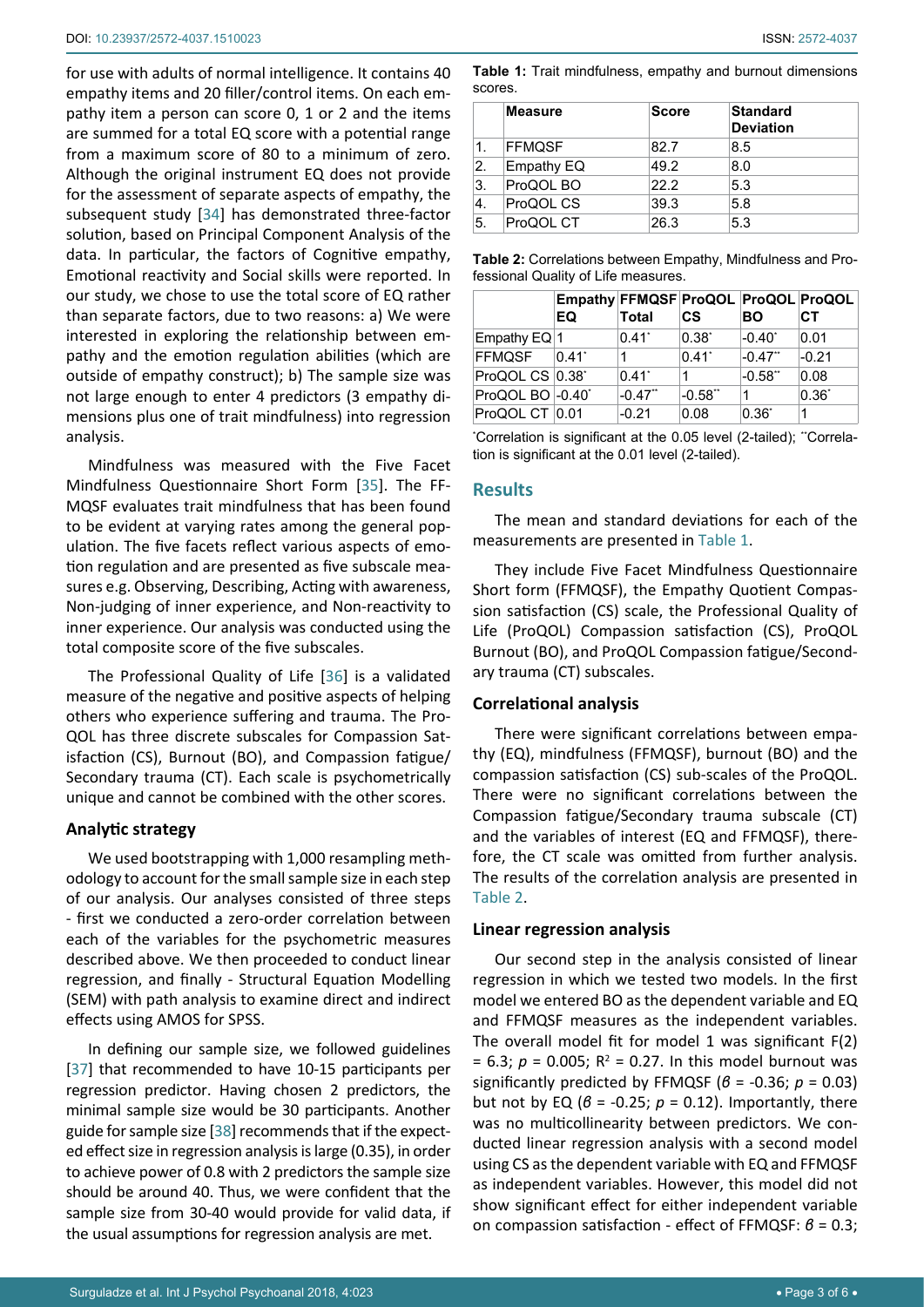for use with adults of normal intelligence. It contains 40 empathy items and 20 filler/control items. On each empathy item a person can score 0, 1 or 2 and the items are summed for a total EQ score with a potential range from a maximum score of 80 to a minimum of zero. Although the original instrument EQ does not provide for the assessment of separate aspects of empathy, the subsequent study [34] has demonstrated three-factor solution, based on Principal Component Analysis of the data. In particular, the factors of Cognitive empathy, Emotional reactivity and Social skills were reported. In our study, we chose to use the total score of EQ rather than separate factors, due to two reasons: a) We were interested in exploring the relationship between empathy and the emotion regulation abilities (which are outside of empathy construct); b) The sample size was not large enough to enter 4 predictors (3 empathy dimensions plus one of trait mindfulness) into regression analysis.

Mindfulness was measured with the Five Facet Mindfulness Questionnaire Short Form [35]. The FFMQSF evaluates trait mindfulness that has been found to be evident at varying rates among the general population. The five facets reflect various aspects of emotion regulation and are presented as five subscale measures e.g. Observing, Describing, Acting with awareness, Non-judging of inner experience, and Non-reactivity to inner experience. Our analysis was conducted using the total composite score of the five subscales.

The Professional Quality of Life [36] is a validated measure of the negative and positive aspects of helping others who experience suffering and trauma. The ProQOL has three discrete subscales for Compassion Satisfaction (CS), Burnout (BO), and Compassion fatigue/Secondary trauma (CT). Each scale is psychometrically unique and cannot be combined with the other scores.

### Analytic strategy

We used bootstrapping with 1,000 resampling methodology to account for the small sample size in each step of our analysis. Our analyses consisted of three steps - first we conducted a zero-order correlation between each of the variables for the psychometric measures described above. We then proceeded to conduct linear regression, and finally - Structural Equation Modelling (SEM) with path analysis to examine direct and indirect effects using AMOS for SPSS.

In defining our sample size, we followed guidelines [37] that recommended to have 10-15 participants per regression predictor. Having chosen 2 predictors, the minimal sample size would be 30 participants. Another guide for sample size [38] recommends that if the expected effect size in regression analysis is large (0.35), in order to achieve power of 0.8 with 2 predictors the sample size should be around 40. Thus, we were confident that the sample size from 30-40 would provide for valid data, if the usual assumptions for regression analysis are met.

**Table 1:** Trait mindfulness, empathy and burnout dimensions scores.

| | Measure | Score | Standard Deviation |
|---|---|---|---|
| 1. | FFMQSF | 82.7 | 8.5 |
| 2. | Empathy EQ | 49.2 | 8.0 |
| 3. | ProQOL BO | 22.2 | 5.3 |
| 4. | ProQOL CS | 39.3 | 5.8 |
| 5. | ProQOL CT | 26.3 | 5.3 |

**Table 2:** Correlations between Empathy, Mindfulness and Professional Quality of Life measures.

| | Empathy EQ | FFMQSF Total | ProQOL CS | ProQOL BO | ProQOL CT |
|---|---|---|---|---|---|
| Empathy EQ | 1 | 0.41* | 0.38* | -0.40* | 0.01 |
| FFMQSF | 0.41* | 1 | 0.41* | -0.47** | -0.21 |
| ProQOL CS | 0.38* | 0.41* | 1 | -0.58** | 0.08 |
| ProQOL BO | -0.40* | -0.47** | -0.58** | 1 | 0.36* |
| ProQOL CT | 0.01 | -0.21 | 0.08 | 0.36* | 1 |

*Correlation is significant at the 0.05 level (2-tailed); **Correlation is significant at the 0.01 level (2-tailed).

## Results

The mean and standard deviations for each of the measurements are presented in Table 1.

They include Five Facet Mindfulness Questionnaire Short form (FFMQSF), the Empathy Quotient Compassion satisfaction (CS) scale, the Professional Quality of Life (ProQOL) Compassion satisfaction (CS), ProQOL Burnout (BO), and ProQOL Compassion fatigue/Secondary trauma (CT) subscales.

### Correlational analysis

There were significant correlations between empathy (EQ), mindfulness (FFMQSF), burnout (BO) and the compassion satisfaction (CS) sub-scales of the ProQOL. There were no significant correlations between the Compassion fatigue/Secondary trauma subscale (CT) and the variables of interest (EQ and FFMQSF), therefore, the CT scale was omitted from further analysis. The results of the correlation analysis are presented in Table 2.

### Linear regression analysis

Our second step in the analysis consisted of linear regression in which we tested two models. In the first model we entered BO as the dependent variable and EQ and FFMQSF measures as the independent variables. The overall model fit for model 1 was significant $F(2) = 6.3$; $p = 0.005$; $R^2 = 0.27$. In this model burnout was significantly predicted by FFMQSF ($\beta = -0.36$; $p = 0.03$) but not by EQ ($\beta = -0.25$; $p = 0.12$). Importantly, there was no multicollinearity between predictors. We conducted linear regression analysis with a second model using CS as the dependent variable with EQ and FFMQSF as independent variables. However, this model did not show significant effect for either independent variable on compassion satisfaction - effect of FFMQSF: $\beta = 0.3$;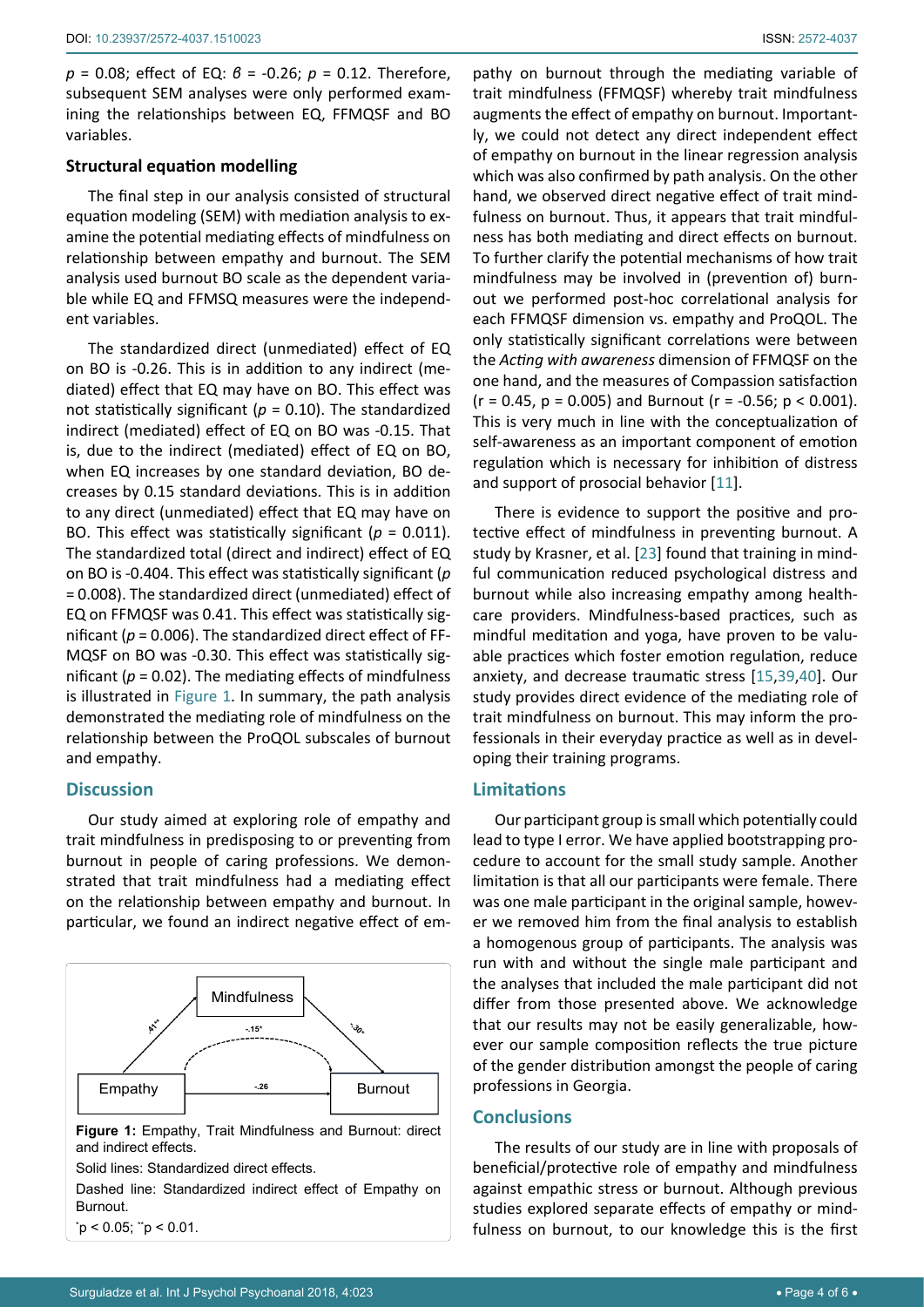$p$ = 0.08; effect of EQ: $\beta$ = -0.26; $p$ = 0.12. Therefore, subsequent SEM analyses were only performed examining the relationships between EQ, FFMQSF and BO variables.

### Structural equation modelling

The final step in our analysis consisted of structural equation modeling (SEM) with mediation analysis to examine the potential mediating effects of mindfulness on relationship between empathy and burnout. The SEM analysis used burnout BO scale as the dependent variable while EQ and FFMSQ measures were the independent variables.

The standardized direct (unmediated) effect of EQ on BO is -0.26. This is in addition to any indirect (mediated) effect that EQ may have on BO. This effect was not statistically significant ($p$ = 0.10). The standardized indirect (mediated) effect of EQ on BO was -0.15. That is, due to the indirect (mediated) effect of EQ on BO, when EQ increases by one standard deviation, BO decreases by 0.15 standard deviations. This is in addition to any direct (unmediated) effect that EQ may have on BO. This effect was statistically significant ($p$ = 0.011). The standardized total (direct and indirect) effect of EQ on BO is -0.404. This effect was statistically significant ($p$ = 0.008). The standardized direct (unmediated) effect of EQ on FFMQSF was 0.41. This effect was statistically significant ($p$ = 0.006). The standardized direct effect of FFMQSF on BO was -0.30. This effect was statistically significant ($p$ = 0.02). The mediating effects of mindfulness is illustrated in Figure 1. In summary, the path analysis demonstrated the mediating role of mindfulness on the relationship between the ProQOL subscales of burnout and empathy.

## Discussion

Our study aimed at exploring role of empathy and trait mindfulness in predisposing to or preventing from burnout in people of caring professions. We demonstrated that trait mindfulness had a mediating effect on the relationship between empathy and burnout. In particular, we found an indirect negative effect of empathy on burnout through the mediating variable of trait mindfulness (FFMQSF) whereby trait mindfulness augments the effect of empathy on burnout. Importantly, we could not detect any direct independent effect of empathy on burnout in the linear regression analysis which was also confirmed by path analysis. On the other hand, we observed direct negative effect of trait mindfulness on burnout. Thus, it appears that trait mindfulness has both mediating and direct effects on burnout. To further clarify the potential mechanisms of how trait mindfulness may be involved in (prevention of) burnout we performed post-hoc correlational analysis for each FFMQSF dimension vs. empathy and ProQOL. The only statistically significant correlations were between the *Acting with awareness* dimension of FFMQSF on the one hand, and the measures of Compassion satisfaction (r = 0.45, p = 0.005) and Burnout (r = -0.56; p < 0.001). This is very much in line with the conceptualization of self-awareness as an important component of emotion regulation which is necessary for inhibition of distress and support of prosocial behavior [11].

There is evidence to support the positive and protective effect of mindfulness in preventing burnout. A study by Krasner, et al. [23] found that training in mindful communication reduced psychological distress and burnout while also increasing empathy among healthcare providers. Mindfulness-based practices, such as mindful meditation and yoga, have proven to be valuable practices which foster emotion regulation, reduce anxiety, and decrease traumatic stress [15,39,40]. Our study provides direct evidence of the mediating role of trait mindfulness on burnout. This may inform the professionals in their everyday practice as well as in developing their training programs.

Figure 1: Empathy, Trait Mindfulness and Burnout: direct and indirect effects.

Solid lines: Standardized direct effects.

Dashed line: Standardized indirect effect of Empathy on Burnout.

*p < 0.05; **p < 0.01.

## Limitations

Our participant group is small which potentially could lead to type I error. We have applied bootstrapping procedure to account for the small study sample. Another limitation is that all our participants were female. There was one male participant in the original sample, however we removed him from the final analysis to establish a homogenous group of participants. The analysis was run with and without the single male participant and the analyses that included the male participant did not differ from those presented above. We acknowledge that our results may not be easily generalizable, however our sample composition reflects the true picture of the gender distribution amongst the people of caring professions in Georgia.

## Conclusions

The results of our study are in line with proposals of beneficial/protective role of empathy and mindfulness against empathic stress or burnout. Although previous studies explored separate effects of empathy or mindfulness on burnout, to our knowledge this is the first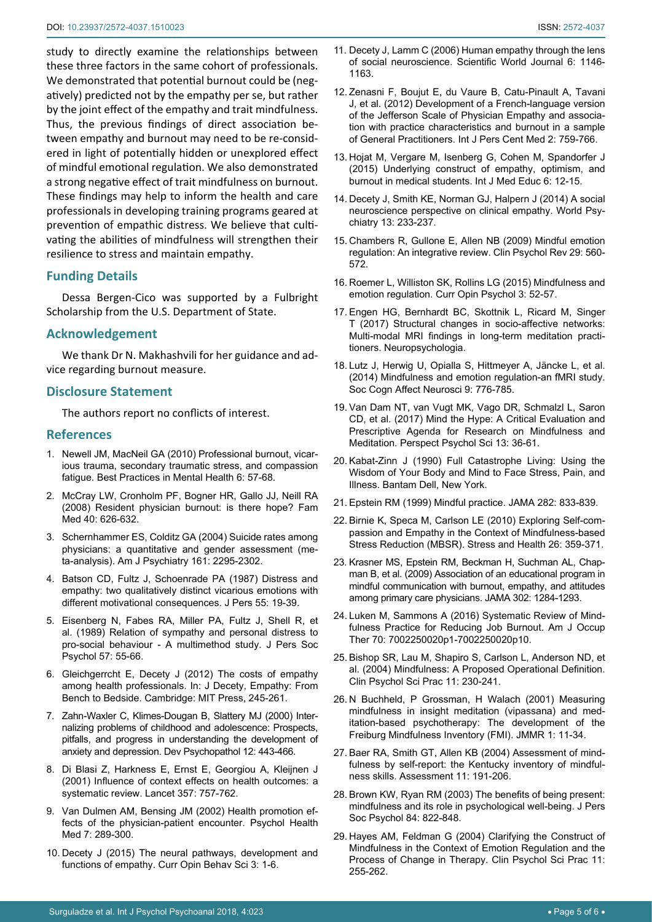study to directly examine the relationships between these three factors in the same cohort of professionals. We demonstrated that potential burnout could be (negatively) predicted not by the empathy per se, but rather by the joint effect of the empathy and trait mindfulness. Thus, the previous findings of direct association between empathy and burnout may need to be re-considered in light of potentially hidden or unexplored effect of mindful emotional regulation. We also demonstrated a strong negative effect of trait mindfulness on burnout. These findings may help to inform the health and care professionals in developing training programs geared at prevention of empathic distress. We believe that cultivating the abilities of mindfulness will strengthen their resilience to stress and maintain empathy.

## Funding Details

Dessa Bergen-Cico was supported by a Fulbright Scholarship from the U.S. Department of State.

## Acknowledgement

We thank Dr N. Makhashvili for her guidance and advice regarding burnout measure.

## Disclosure Statement

The authors report no conflicts of interest.

## References

1. Newell JM, MacNeil GA (2010) Professional burnout, vicarious trauma, secondary traumatic stress, and compassion fatigue. Best Practices in Mental Health 6: 57-68.
2. McCray LW, Cronholm PF, Bogner HR, Gallo JJ, Neill RA (2008) Resident physician burnout: is there hope? Fam Med 40: 626-632.
3. Schernhammer ES, Colditz GA (2004) Suicide rates among physicians: a quantitative and gender assessment (meta-analysis). Am J Psychiatry 161: 2295-2302.
4. Batson CD, Fultz J, Schoenrade PA (1987) Distress and empathy: two qualitatively distinct vicarious emotions with different motivational consequences. J Pers 55: 19-39.
5. Eisenberg N, Fabes RA, Miller PA, Fultz J, Shell R, et al. (1989) Relation of sympathy and personal distress to pro-social behaviour - A multimethod study. J Pers Soc Psychol 57: 55-66.
6. Gleichgerrcht E, Decety J (2012) The costs of empathy among health professionals. In: J Decety, Empathy: From Bench to Bedside. Cambridge: MIT Press, 245-261.
7. Zahn-Waxler C, Klimes-Dougan B, Slattery MJ (2000) Internalizing problems of childhood and adolescence: Prospects, pitfalls, and progress in understanding the development of anxiety and depression. Dev Psychopathol 12: 443-466.
8. Di Blasi Z, Harkness E, Ernst E, Georgiou A, Kleijnen J (2001) Influence of context effects on health outcomes: a systematic review. Lancet 357: 757-762.
9. Van Dulmen AM, Bensing JM (2002) Health promotion effects of the physician-patient encounter. Psychol Health Med 7: 289-300.
10. Decety J (2015) The neural pathways, development and functions of empathy. Curr Opin Behav Sci 3: 1-6.
11. Decety J, Lamm C (2006) Human empathy through the lens of social neuroscience. Scientific World Journal 6: 1146-1163.
12. Zenasni F, Boujut E, du Vaure B, Catu-Pinault A, Tavani J, et al. (2012) Development of a French-language version of the Jefferson Scale of Physician Empathy and association with practice characteristics and burnout in a sample of General Practitioners. Int J Pers Cent Med 2: 759-766.
13. Hojat M, Vergare M, Isenberg G, Cohen M, Spandorfer J (2015) Underlying construct of empathy, optimism, and burnout in medical students. Int J Med Educ 6: 12-15.
14. Decety J, Smith KE, Norman GJ, Halpern J (2014) A social neuroscience perspective on clinical empathy. World Psychiatry 13: 233-237.
15. Chambers R, Gullone E, Allen NB (2009) Mindful emotion regulation: An integrative review. Clin Psychol Rev 29: 560-572.
16. Roemer L, Williston SK, Rollins LG (2015) Mindfulness and emotion regulation. Curr Opin Psychol 3: 52-57.
17. Engen HG, Bernhardt BC, Skottnik L, Ricard M, Singer T (2017) Structural changes in socio-affective networks: Multi-modal MRI findings in long-term meditation practitioners. Neuropsychologia.
18. Lutz J, Herwig U, Opialla S, Hittmeyer A, Jäncke L, et al. (2014) Mindfulness and emotion regulation-an fMRI study. Soc Cogn Affect Neurosci 9: 776-785.
19. Van Dam NT, van Vugt MK, Vago DR, Schmalzl L, Saron CD, et al. (2017) Mind the Hype: A Critical Evaluation and Prescriptive Agenda for Research on Mindfulness and Meditation. Perspect Psychol Sci 13: 36-61.
20. Kabat-Zinn J (1990) Full Catastrophe Living: Using the Wisdom of Your Body and Mind to Face Stress, Pain, and Illness. Bantam Dell, New York.
21. Epstein RM (1999) Mindful practice. JAMA 282: 833-839.
22. Birnie K, Speca M, Carlson LE (2010) Exploring Self-compassion and Empathy in the Context of Mindfulness-based Stress Reduction (MBSR). Stress and Health 26: 359-371.
23. Krasner MS, Epstein RM, Beckman H, Suchman AL, Chapman B, et al. (2009) Association of an educational program in mindful communication with burnout, empathy, and attitudes among primary care physicians. JAMA 302: 1284-1293.
24. Luken M, Sammons A (2016) Systematic Review of Mindfulness Practice for Reducing Job Burnout. Am J Occup Ther 70: 7002250020p1-7002250020p10.
25. Bishop SR, Lau M, Shapiro S, Carlson L, Anderson ND, et al. (2004) Mindfulness: A Proposed Operational Definition. Clin Psychol Sci Prac 11: 230-241.
26. N Buchheld, P Grossman, H Walach (2001) Measuring mindfulness in insight meditation (vipassana) and meditation-based psychotherapy: The development of the Freiburg Mindfulness Inventory (FMI). JMMR 1: 11-34.
27. Baer RA, Smith GT, Allen KB (2004) Assessment of mindfulness by self-report: the Kentucky inventory of mindfulness skills. Assessment 11: 191-206.
28. Brown KW, Ryan RM (2003) The benefits of being present: mindfulness and its role in psychological well-being. J Pers Soc Psychol 84: 822-848.
29. Hayes AM, Feldman G (2004) Clarifying the Construct of Mindfulness in the Context of Emotion Regulation and the Process of Change in Therapy. Clin Psychol Sci Prac 11: 255-262.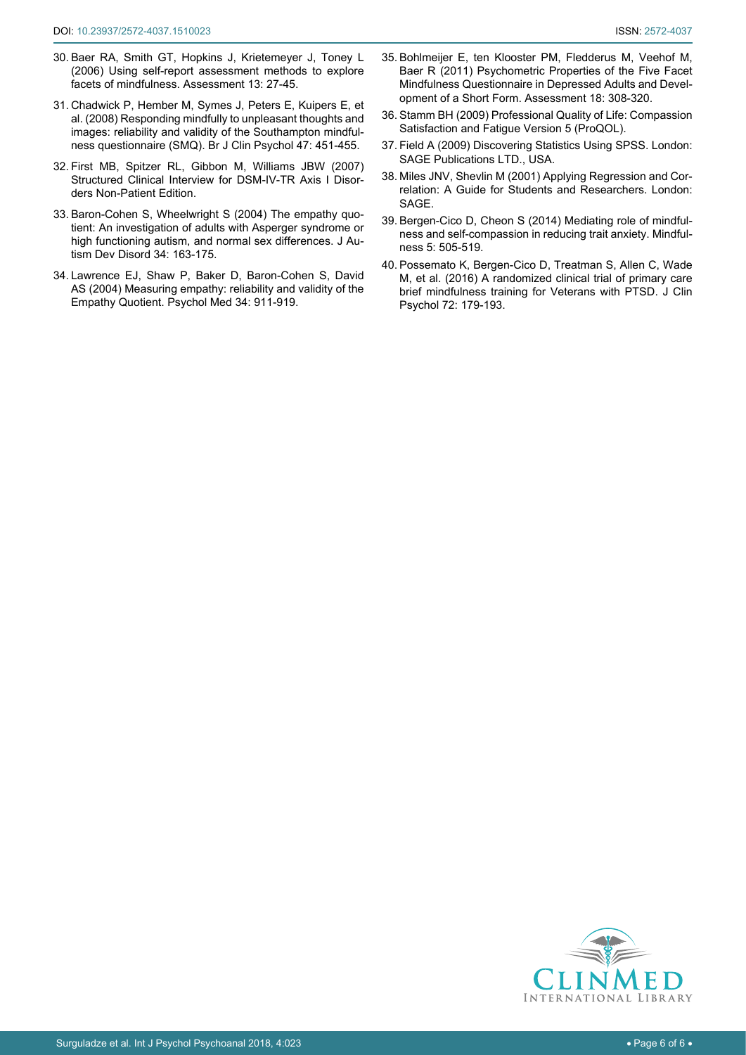30. Baer RA, Smith GT, Hopkins J, Krietemeyer J, Toney L (2006) Using self-report assessment methods to explore facets of mindfulness. Assessment 13: 27-45.
31. Chadwick P, Hember M, Symes J, Peters E, Kuipers E, et al. (2008) Responding mindfully to unpleasant thoughts and images: reliability and validity of the Southampton mindfulness questionnaire (SMQ). Br J Clin Psychol 47: 451-455.
32. First MB, Spitzer RL, Gibbon M, Williams JBW (2007) Structured Clinical Interview for DSM-IV-TR Axis I Disorders Non-Patient Edition.
33. Baron-Cohen S, Wheelwright S (2004) The empathy quotient: An investigation of adults with Asperger syndrome or high functioning autism, and normal sex differences. J Autism Dev Disord 34: 163-175.
34. Lawrence EJ, Shaw P, Baker D, Baron-Cohen S, David AS (2004) Measuring empathy: reliability and validity of the Empathy Quotient. Psychol Med 34: 911-919.
35. Bohlmeijer E, ten Klooster PM, Fledderus M, Veehof M, Baer R (2011) Psychometric Properties of the Five Facet Mindfulness Questionnaire in Depressed Adults and Development of a Short Form. Assessment 18: 308-320.
36. Stamm BH (2009) Professional Quality of Life: Compassion Satisfaction and Fatigue Version 5 (ProQOL).
37. Field A (2009) Discovering Statistics Using SPSS. London: SAGE Publications LTD., USA.
38. Miles JNV, Shevlin M (2001) Applying Regression and Correlation: A Guide for Students and Researchers. London: SAGE.
39. Bergen-Cico D, Cheon S (2014) Mediating role of mindfulness and self-compassion in reducing trait anxiety. Mindfulness 5: 505-519.
40. Possemato K, Bergen-Cico D, Treatman S, Allen C, Wade M, et al. (2016) A randomized clinical trial of primary care brief mindfulness training for Veterans with PTSD. J Clin Psychol 72: 179-193.